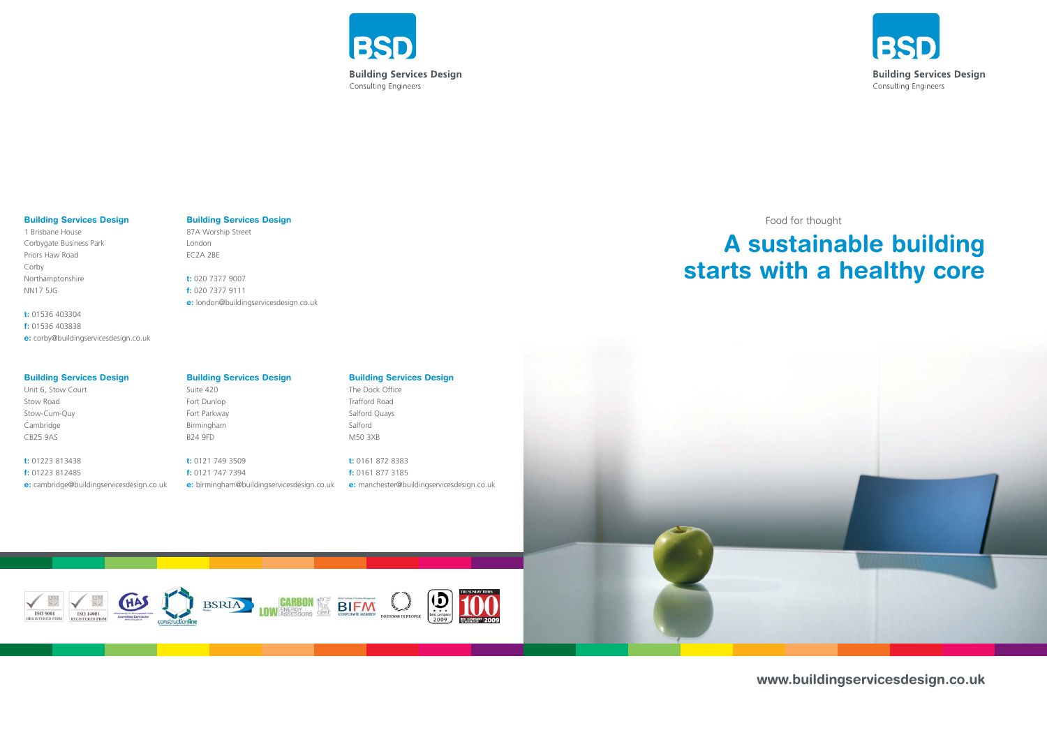**BSD**

**Building Services Design**
Consulting Engineers

**Building Services Design**
1 Brisbane House
Corbygate Business Park
Priors Haw Road
Corby
Northamptonshire
NN17 5JG

**t:** 01536 403304
**f:** 01536 403838
**e:** corby@buildingservicesdesign.co.uk

**Building Services Design**
87A Worship Street
London
EC2A 2BE

**t:** 020 7377 9007
**f:** 020 7377 9111
**e:** london@buildingservicesdesign.co.uk

**Building Services Design**
Unit 6, Stow Court
Stow Road
Stow-Cum-Quy
Cambridge
CB25 9AS

**t:** 01223 813438
**f:** 01223 812485
**e:** cambridge@buildingservicesdesign.co.uk

**Building Services Design**
Suite 420
Fort Dunlop
Fort Parkway
Birmingham
B24 9FD

**t:** 0121 749 3509
**f:** 0121 747 7394
**e:** birmingham@buildingservicesdesign.co.uk

**Building Services Design**
The Dock Office
Trafford Road
Salford Quays
Salford
M50 3XB

**t:** 0161 872 8383
**f:** 0161 877 3185
**e:** manchester@buildingservicesdesign.co.uk

---

**BSD**

**Building Services Design**
Consulting Engineers

Food for thought

# A sustainable building starts with a healthy core

**www.buildingservicesdesign.co.uk**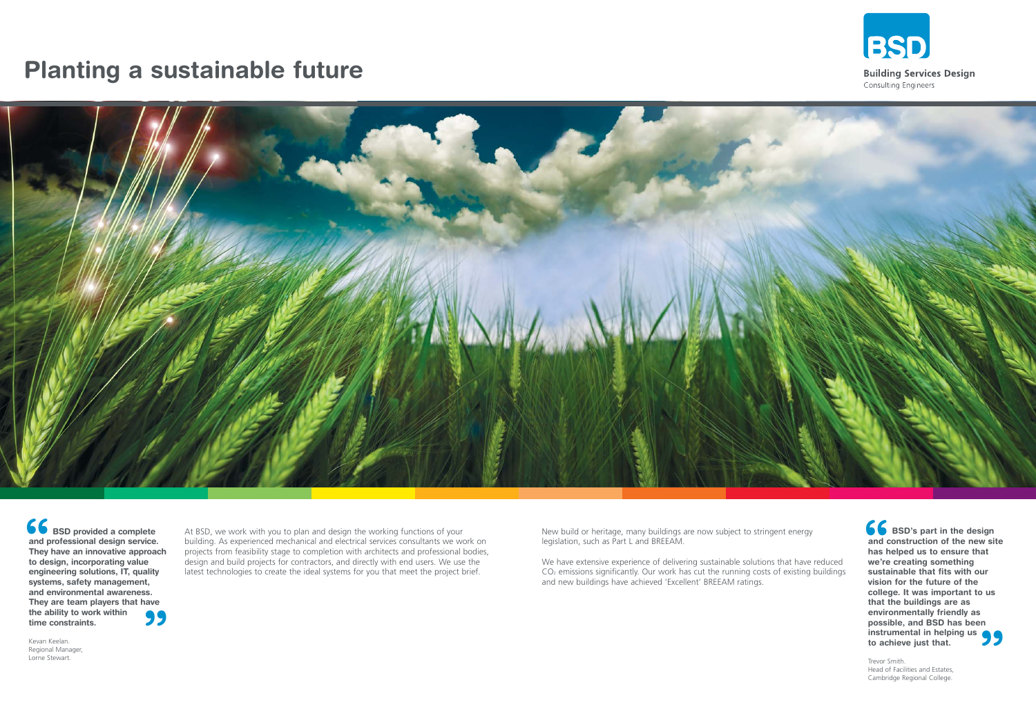# Planting a sustainable future

**Building Services Design**
Consulting Engineers

> **BSD provided a complete and professional design service. They have an innovative approach to design, incorporating value engineering solutions, IT, quality systems, safety management, and environmental awareness. They are team players that have the ability to work within time constraints.**

Kevan Keelan.
Regional Manager,
Lorne Stewart.

At BSD, we work with you to plan and design the working functions of your building. As experienced mechanical and electrical services consultants we work on projects from feasibility stage to completion with architects and professional bodies, design and build projects for contractors, and directly with end users. We use the latest technologies to create the ideal systems for you that meet the project brief.

New build or heritage, many buildings are now subject to stringent energy legislation, such as Part L and BREEAM.

We have extensive experience of delivering sustainable solutions that have reduced $CO_2$ emissions significantly. Our work has cut the running costs of existing buildings and new buildings have achieved 'Excellent' BREEAM ratings.

> **BSD's part in the design and construction of the new site has helped us to ensure that we're creating something sustainable that fits with our vision for the future of the college. It was important to us that the buildings are as environmentally friendly as possible, and BSD has been instrumental in helping us to achieve just that.**

Trevor Smith.
Head of Facilities and Estates,
Cambridge Regional College.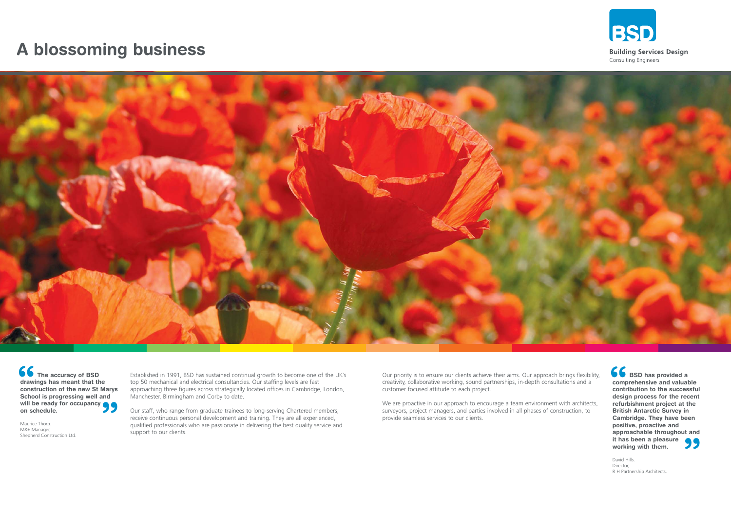# A blossoming business

**Building Services Design**
Consulting Engineers

> **The accuracy of BSD drawings has meant that the construction of the new St Marys School is progressing well and will be ready for occupancy on schedule.**

Maurice Thorp.
M&E Manager,
Shepherd Construction Ltd.

Established in 1991, BSD has sustained continual growth to become one of the UK's top 50 mechanical and electrical consultancies. Our staffing levels are fast approaching three figures across strategically located offices in Cambridge, London, Manchester, Birmingham and Corby to date.

Our staff, who range from graduate trainees to long-serving Chartered members, receive continuous personal development and training. They are all experienced, qualified professionals who are passionate in delivering the best quality service and support to our clients.

Our priority is to ensure our clients achieve their aims. Our approach brings flexibility, creativity, collaborative working, sound partnerships, in-depth consultations and a customer focused attitude to each project.

We are proactive in our approach to encourage a team environment with architects, surveyors, project managers, and parties involved in all phases of construction, to provide seamless services to our clients.

> **BSD has provided a comprehensive and valuable contribution to the successful design process for the recent refurbishment project at the British Antarctic Survey in Cambridge. They have been positive, proactive and approachable throughout and it has been a pleasure working with them.**

David Hills.
Director,
R H Partnership Architects.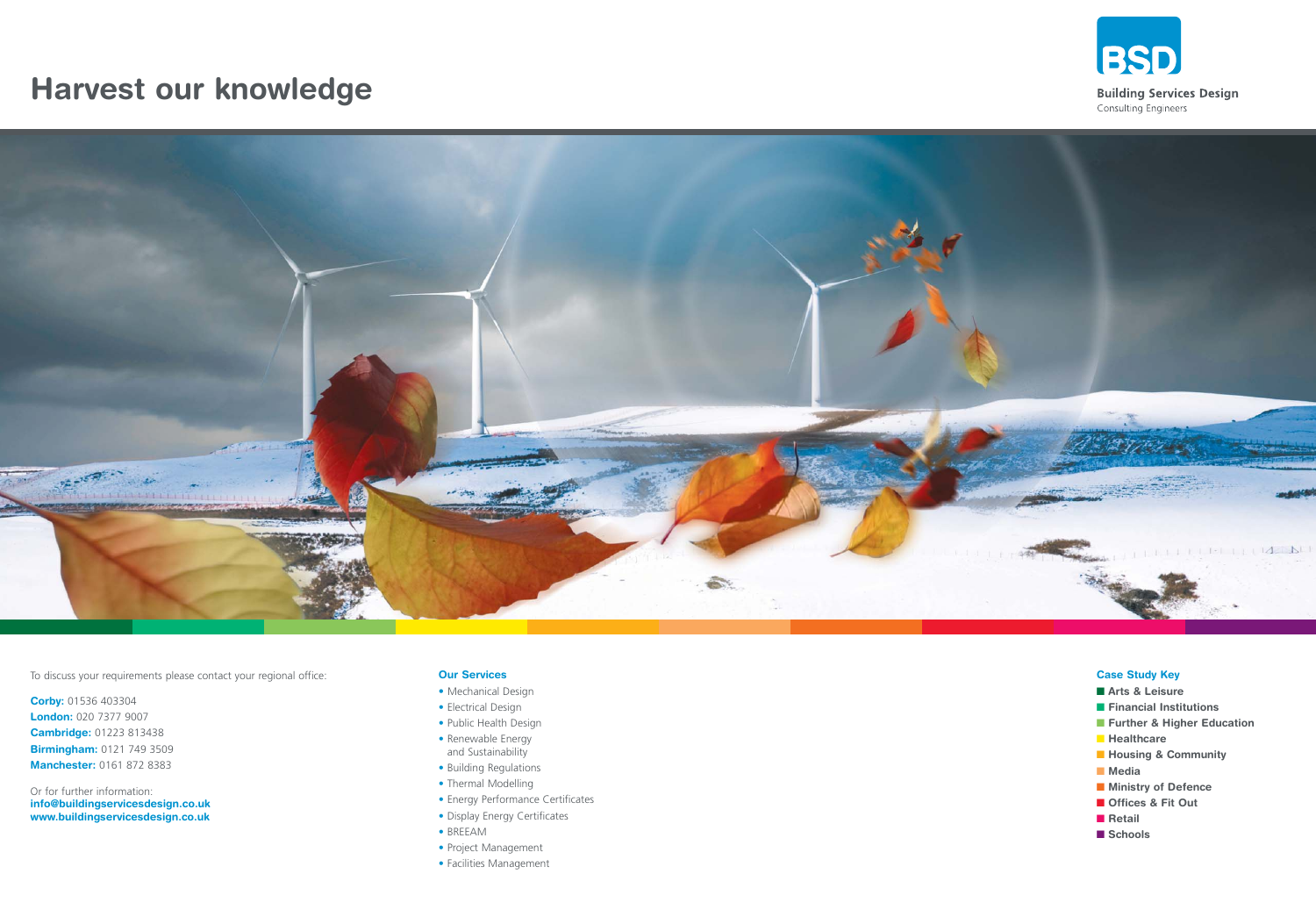# Harvest our knowledge

**Building Services Design**
Consulting Engineers

To discuss your requirements please contact your regional office:

**Corby:** 01536 403304
**London:** 020 7377 9007
**Cambridge:** 01223 813438
**Birmingham:** 0121 749 3509
**Manchester:** 0161 872 8383

Or for further information:
**info@buildingservicesdesign.co.uk**
**www.buildingservicesdesign.co.uk**

### Our Services

- Mechanical Design
- Electrical Design
- Public Health Design
- Renewable Energy and Sustainability
- Building Regulations
- Thermal Modelling
- Energy Performance Certificates
- Display Energy Certificates
- BREEAM
- Project Management
- Facilities Management

### Case Study Key

- **Arts & Leisure**
- **Financial Institutions**
- **Further & Higher Education**
- **Healthcare**
- **Housing & Community**
- **Media**
- **Ministry of Defence**
- **Offices & Fit Out**
- **Retail**
- **Schools**